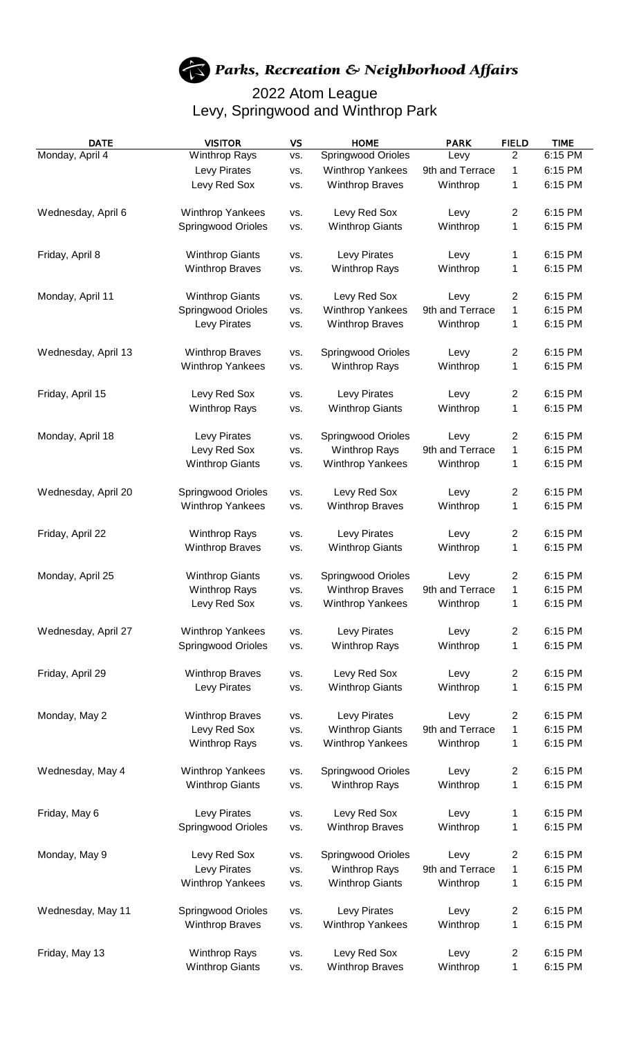# *Parks, Recreation & Neighborhood Affairs*

## 2022 Atom League
## Levy, Springwood and Winthrop Park

| DATE | VISITOR | VS | HOME | PARK | FIELD | TIME |
|---|---|---|---|---|---|---|
| Monday, April 4 | Winthrop Rays | vs. | Springwood Orioles | Levy | 2 | 6:15 PM |
| | Levy Pirates | vs. | Winthrop Yankees | 9th and Terrace | 1 | 6:15 PM |
| | Levy Red Sox | vs. | Winthrop Braves | Winthrop | 1 | 6:15 PM |
| Wednesday, April 6 | Winthrop Yankees | vs. | Levy Red Sox | Levy | 2 | 6:15 PM |
| | Springwood Orioles | vs. | Winthrop Giants | Winthrop | 1 | 6:15 PM |
| Friday, April 8 | Winthrop Giants | vs. | Levy Pirates | Levy | 1 | 6:15 PM |
| | Winthrop Braves | vs. | Winthrop Rays | Winthrop | 1 | 6:15 PM |
| Monday, April 11 | Winthrop Giants | vs. | Levy Red Sox | Levy | 2 | 6:15 PM |
| | Springwood Orioles | vs. | Winthrop Yankees | 9th and Terrace | 1 | 6:15 PM |
| | Levy Pirates | vs. | Winthrop Braves | Winthrop | 1 | 6:15 PM |
| Wednesday, April 13 | Winthrop Braves | vs. | Springwood Orioles | Levy | 2 | 6:15 PM |
| | Winthrop Yankees | vs. | Winthrop Rays | Winthrop | 1 | 6:15 PM |
| Friday, April 15 | Levy Red Sox | vs. | Levy Pirates | Levy | 2 | 6:15 PM |
| | Winthrop Rays | vs. | Winthrop Giants | Winthrop | 1 | 6:15 PM |
| Monday, April 18 | Levy Pirates | vs. | Springwood Orioles | Levy | 2 | 6:15 PM |
| | Levy Red Sox | vs. | Winthrop Rays | 9th and Terrace | 1 | 6:15 PM |
| | Winthrop Giants | vs. | Winthrop Yankees | Winthrop | 1 | 6:15 PM |
| Wednesday, April 20 | Springwood Orioles | vs. | Levy Red Sox | Levy | 2 | 6:15 PM |
| | Winthrop Yankees | vs. | Winthrop Braves | Winthrop | 1 | 6:15 PM |
| Friday, April 22 | Winthrop Rays | vs. | Levy Pirates | Levy | 2 | 6:15 PM |
| | Winthrop Braves | vs. | Winthrop Giants | Winthrop | 1 | 6:15 PM |
| Monday, April 25 | Winthrop Giants | vs. | Springwood Orioles | Levy | 2 | 6:15 PM |
| | Winthrop Rays | vs. | Winthrop Braves | 9th and Terrace | 1 | 6:15 PM |
| | Levy Red Sox | vs. | Winthrop Yankees | Winthrop | 1 | 6:15 PM |
| Wednesday, April 27 | Winthrop Yankees | vs. | Levy Pirates | Levy | 2 | 6:15 PM |
| | Springwood Orioles | vs. | Winthrop Rays | Winthrop | 1 | 6:15 PM |
| Friday, April 29 | Winthrop Braves | vs. | Levy Red Sox | Levy | 2 | 6:15 PM |
| | Levy Pirates | vs. | Winthrop Giants | Winthrop | 1 | 6:15 PM |
| Monday, May 2 | Winthrop Braves | vs. | Levy Pirates | Levy | 2 | 6:15 PM |
| | Levy Red Sox | vs. | Winthrop Giants | 9th and Terrace | 1 | 6:15 PM |
| | Winthrop Rays | vs. | Winthrop Yankees | Winthrop | 1 | 6:15 PM |
| Wednesday, May 4 | Winthrop Yankees | vs. | Springwood Orioles | Levy | 2 | 6:15 PM |
| | Winthrop Giants | vs. | Winthrop Rays | Winthrop | 1 | 6:15 PM |
| Friday, May 6 | Levy Pirates | vs. | Levy Red Sox | Levy | 1 | 6:15 PM |
| | Springwood Orioles | vs. | Winthrop Braves | Winthrop | 1 | 6:15 PM |
| Monday, May 9 | Levy Red Sox | vs. | Springwood Orioles | Levy | 2 | 6:15 PM |
| | Levy Pirates | vs. | Winthrop Rays | 9th and Terrace | 1 | 6:15 PM |
| | Winthrop Yankees | vs. | Winthrop Giants | Winthrop | 1 | 6:15 PM |
| Wednesday, May 11 | Springwood Orioles | vs. | Levy Pirates | Levy | 2 | 6:15 PM |
| | Winthrop Braves | vs. | Winthrop Yankees | Winthrop | 1 | 6:15 PM |
| Friday, May 13 | Winthrop Rays | vs. | Levy Red Sox | Levy | 2 | 6:15 PM |
| | Winthrop Giants | vs. | Winthrop Braves | Winthrop | 1 | 6:15 PM |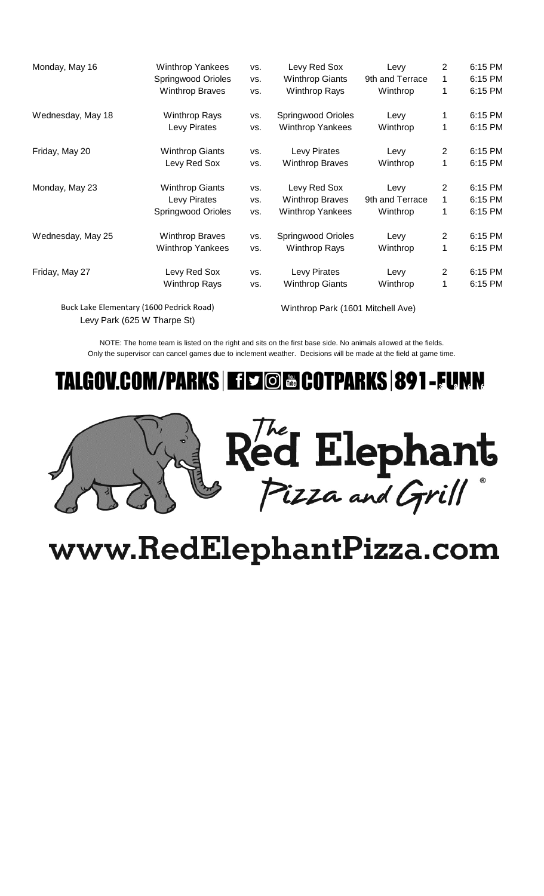| | | | | | | |
|---|---|---|---|---|---|---|
| Monday, May 16 | Winthrop Yankees | vs. | Levy Red Sox | Levy | 2 | 6:15 PM |
| | Springwood Orioles | vs. | Winthrop Giants | 9th and Terrace | 1 | 6:15 PM |
| | Winthrop Braves | vs. | Winthrop Rays | Winthrop | 1 | 6:15 PM |
| Wednesday, May 18 | Winthrop Rays | vs. | Springwood Orioles | Levy | 1 | 6:15 PM |
| | Levy Pirates | vs. | Winthrop Yankees | Winthrop | 1 | 6:15 PM |
| Friday, May 20 | Winthrop Giants | vs. | Levy Pirates | Levy | 2 | 6:15 PM |
| | Levy Red Sox | vs. | Winthrop Braves | Winthrop | 1 | 6:15 PM |
| Monday, May 23 | Winthrop Giants | vs. | Levy Red Sox | Levy | 2 | 6:15 PM |
| | Levy Pirates | vs. | Winthrop Braves | 9th and Terrace | 1 | 6:15 PM |
| | Springwood Orioles | vs. | Winthrop Yankees | Winthrop | 1 | 6:15 PM |
| Wednesday, May 25 | Winthrop Braves | vs. | Springwood Orioles | Levy | 2 | 6:15 PM |
| | Winthrop Yankees | vs. | Winthrop Rays | Winthrop | 1 | 6:15 PM |
| Friday, May 27 | Levy Red Sox | vs. | Levy Pirates | Levy | 2 | 6:15 PM |
| | Winthrop Rays | vs. | Winthrop Giants | Winthrop | 1 | 6:15 PM |

Buck Lake Elementary (1600 Pedrick Road)
Levy Park (625 W Tharpe St)

Winthrop Park (1601 Mitchell Ave)

NOTE: The home team is listed on the right and sits on the first base side. No animals allowed at the fields.
Only the supervisor can cancel games due to inclement weather. Decisions will be made at the field at game time.

**TALGOV.COM/PARKS | COTPARKS | 891-FUNN**

**The Red Elephant Pizza and Grill®**

**www.RedElephantPizza.com**